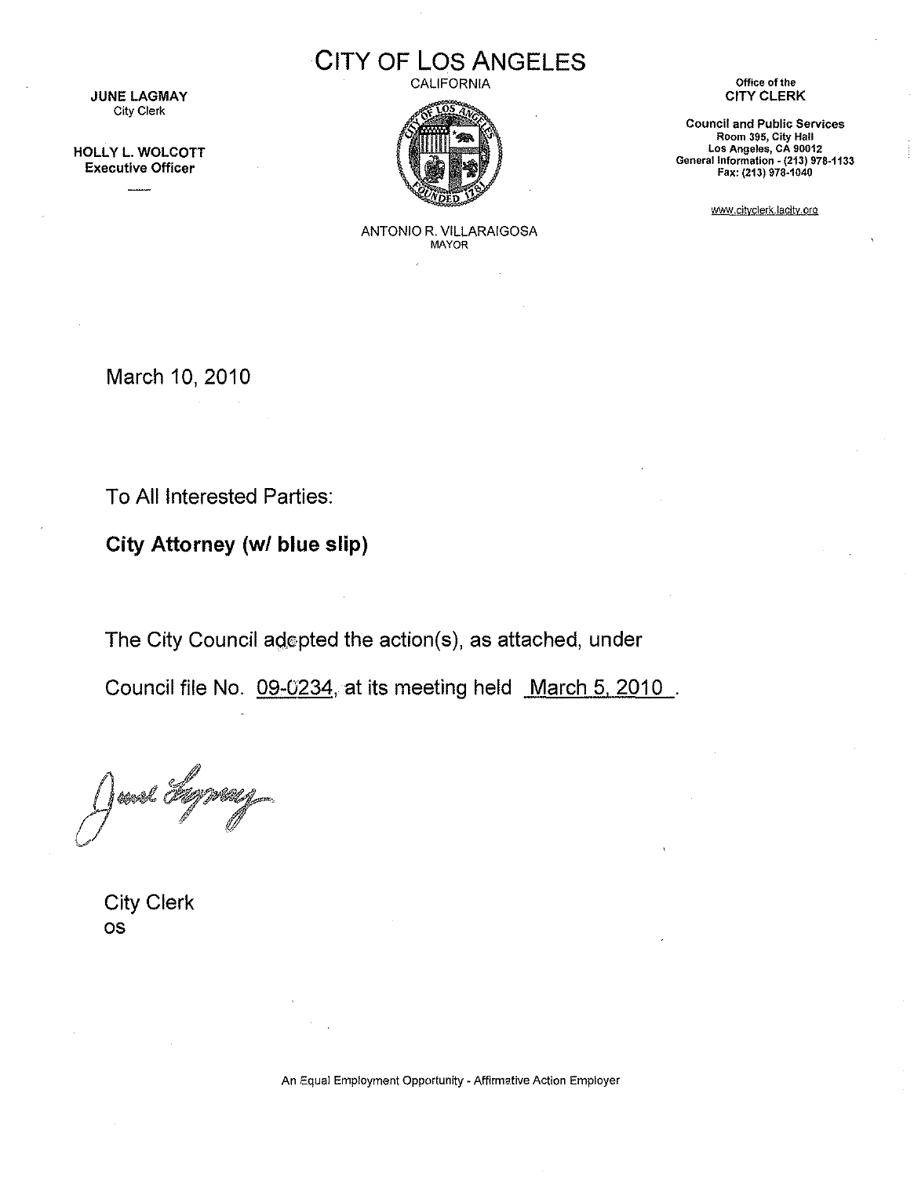JUNE LAGMAY
City Clerk

HOLLY L. WOLCOTT
Executive Officer

# CITY OF LOS ANGELES

CALIFORNIA

ANTONIO R. VILLARAIGOSA
MAYOR

Office of the
CITY CLERK

Council and Public Services
Room 395, City Hall
Los Angeles, CA 90012
General Information - (213) 978-1133
Fax: (213) 978-1040

www.cityclerk.lacity.org

March 10, 2010

To All Interested Parties:

**City Attorney (w/ blue slip)**

The City Council adopted the action(s), as attached, under

Council file No. 09-0234, at its meeting held March 5, 2010 .

City Clerk
os

An Equal Employment Opportunity - Affirmative Action Employer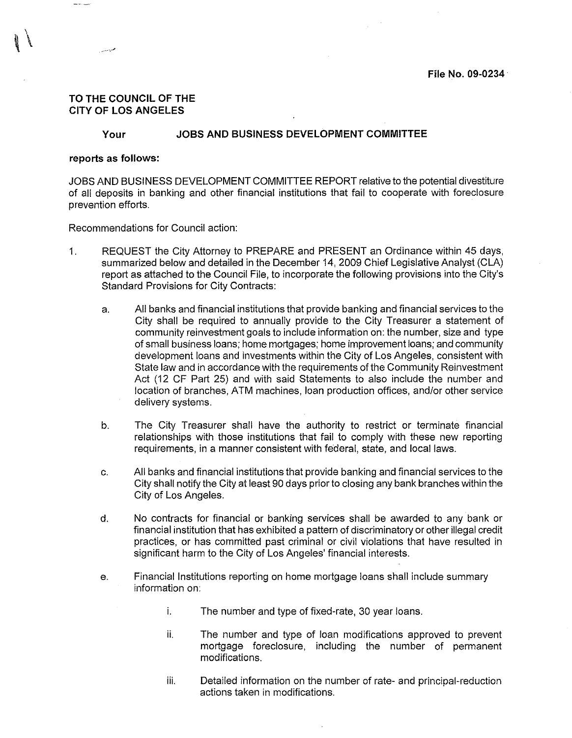File No. 09-0234

**TO THE COUNCIL OF THE CITY OF LOS ANGELES**

**Your JOBS AND BUSINESS DEVELOPMENT COMMITTEE**

**reports as follows:**

JOBS AND BUSINESS DEVELOPMENT COMMITTEE REPORT relative to the potential divestiture of all deposits in banking and other financial institutions that fail to cooperate with foreclosure prevention efforts.

Recommendations for Council action:

1. REQUEST the City Attorney to PREPARE and PRESENT an Ordinance within 45 days, summarized below and detailed in the December 14, 2009 Chief Legislative Analyst (CLA) report as attached to the Council File, to incorporate the following provisions into the City's Standard Provisions for City Contracts:

   a. All banks and financial institutions that provide banking and financial services to the City shall be required to annually provide to the City Treasurer a statement of community reinvestment goals to include information on: the number, size and type of small business loans; home mortgages; home improvement loans; and community development loans and investments within the City of Los Angeles, consistent with State law and in accordance with the requirements of the Community Reinvestment Act (12 CF Part 25) and with said Statements to also include the number and location of branches, ATM machines, loan production offices, and/or other service delivery systems.

   b. The City Treasurer shall have the authority to restrict or terminate financial relationships with those institutions that fail to comply with these new reporting requirements, in a manner consistent with federal, state, and local laws.

   c. All banks and financial institutions that provide banking and financial services to the City shall notify the City at least 90 days prior to closing any bank branches within the City of Los Angeles.

   d. No contracts for financial or banking services shall be awarded to any bank or financial institution that has exhibited a pattern of discriminatory or other illegal credit practices, or has committed past criminal or civil violations that have resulted in significant harm to the City of Los Angeles' financial interests.

   e. Financial Institutions reporting on home mortgage loans shall include summary information on:

      i. The number and type of fixed-rate, 30 year loans.

      ii. The number and type of loan modifications approved to prevent mortgage foreclosure, including the number of permanent modifications.

      iii. Detailed information on the number of rate- and principal-reduction actions taken in modifications.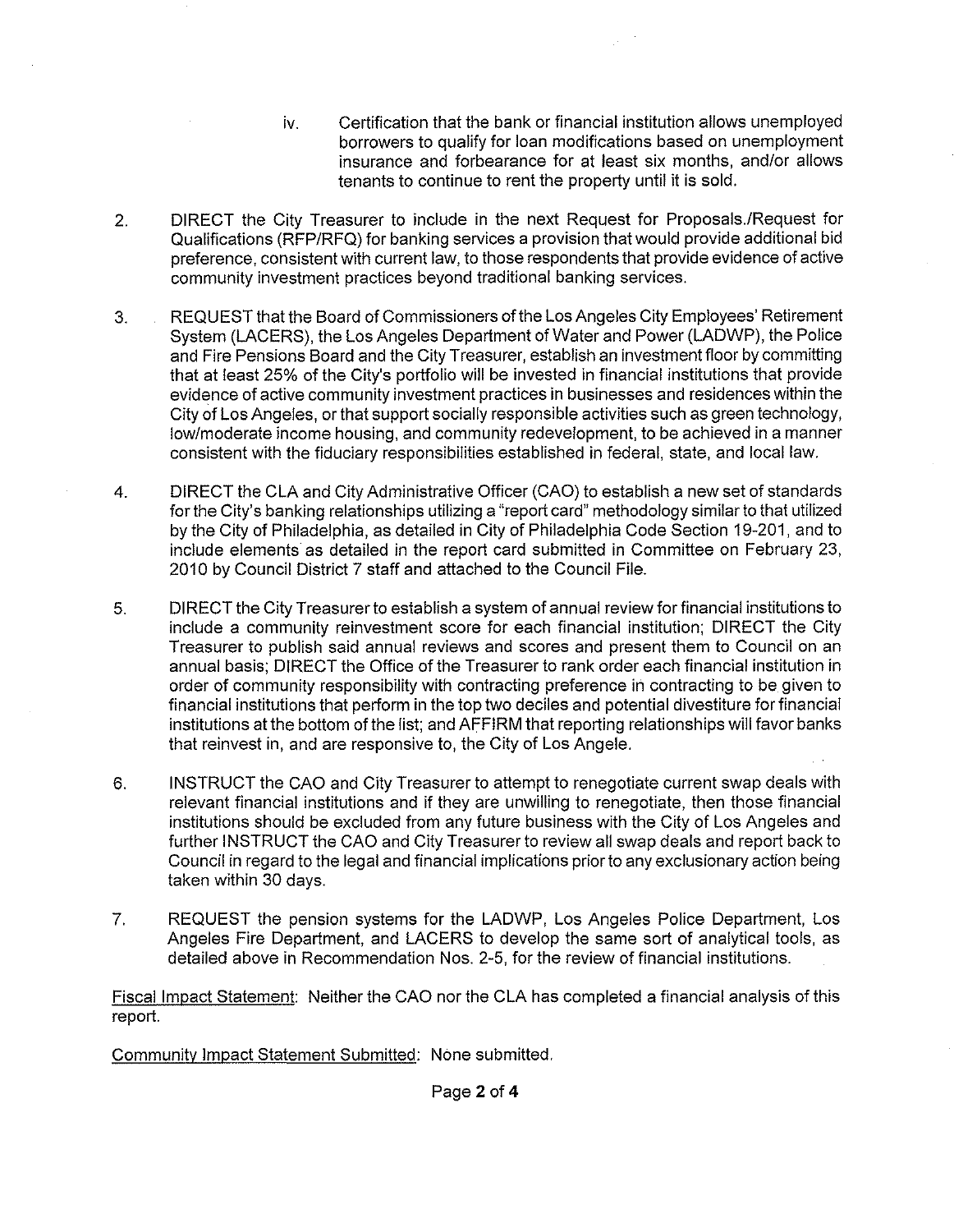iv. Certification that the bank or financial institution allows unemployed borrowers to qualify for loan modifications based on unemployment insurance and forbearance for at least six months, and/or allows tenants to continue to rent the property until it is sold.

2. DIRECT the City Treasurer to include in the next Request for Proposals./Request for Qualifications (RFP/RFQ) for banking services a provision that would provide additional bid preference, consistent with current law, to those respondents that provide evidence of active community investment practices beyond traditional banking services.

3. REQUEST that the Board of Commissioners of the Los Angeles City Employees' Retirement System (LACERS), the Los Angeles Department of Water and Power (LADWP), the Police and Fire Pensions Board and the City Treasurer, establish an investment floor by committing that at least 25% of the City's portfolio will be invested in financial institutions that provide evidence of active community investment practices in businesses and residences within the City of Los Angeles, or that support socially responsible activities such as green technology, low/moderate income housing, and community redevelopment, to be achieved in a manner consistent with the fiduciary responsibilities established in federal, state, and local law.

4. DIRECT the CLA and City Administrative Officer (CAO) to establish a new set of standards for the City's banking relationships utilizing a "report card" methodology similar to that utilized by the City of Philadelphia, as detailed in City of Philadelphia Code Section 19-201, and to include elements as detailed in the report card submitted in Committee on February 23, 2010 by Council District 7 staff and attached to the Council File.

5. DIRECT the City Treasurer to establish a system of annual review for financial institutions to include a community reinvestment score for each financial institution; DIRECT the City Treasurer to publish said annual reviews and scores and present them to Council on an annual basis; DIRECT the Office of the Treasurer to rank order each financial institution in order of community responsibility with contracting preference in contracting to be given to financial institutions that perform in the top two deciles and potential divestiture for financial institutions at the bottom of the list; and AFFIRM that reporting relationships will favor banks that reinvest in, and are responsive to, the City of Los Angele.

6. INSTRUCT the CAO and City Treasurer to attempt to renegotiate current swap deals with relevant financial institutions and if they are unwilling to renegotiate, then those financial institutions should be excluded from any future business with the City of Los Angeles and further INSTRUCT the CAO and City Treasurer to review all swap deals and report back to Council in regard to the legal and financial implications prior to any exclusionary action being taken within 30 days.

7. REQUEST the pension systems for the LADWP, Los Angeles Police Department, Los Angeles Fire Department, and LACERS to develop the same sort of analytical tools, as detailed above in Recommendation Nos. 2-5, for the review of financial institutions.

Fiscal Impact Statement: Neither the CAO nor the CLA has completed a financial analysis of this report.

Community Impact Statement Submitted: None submitted.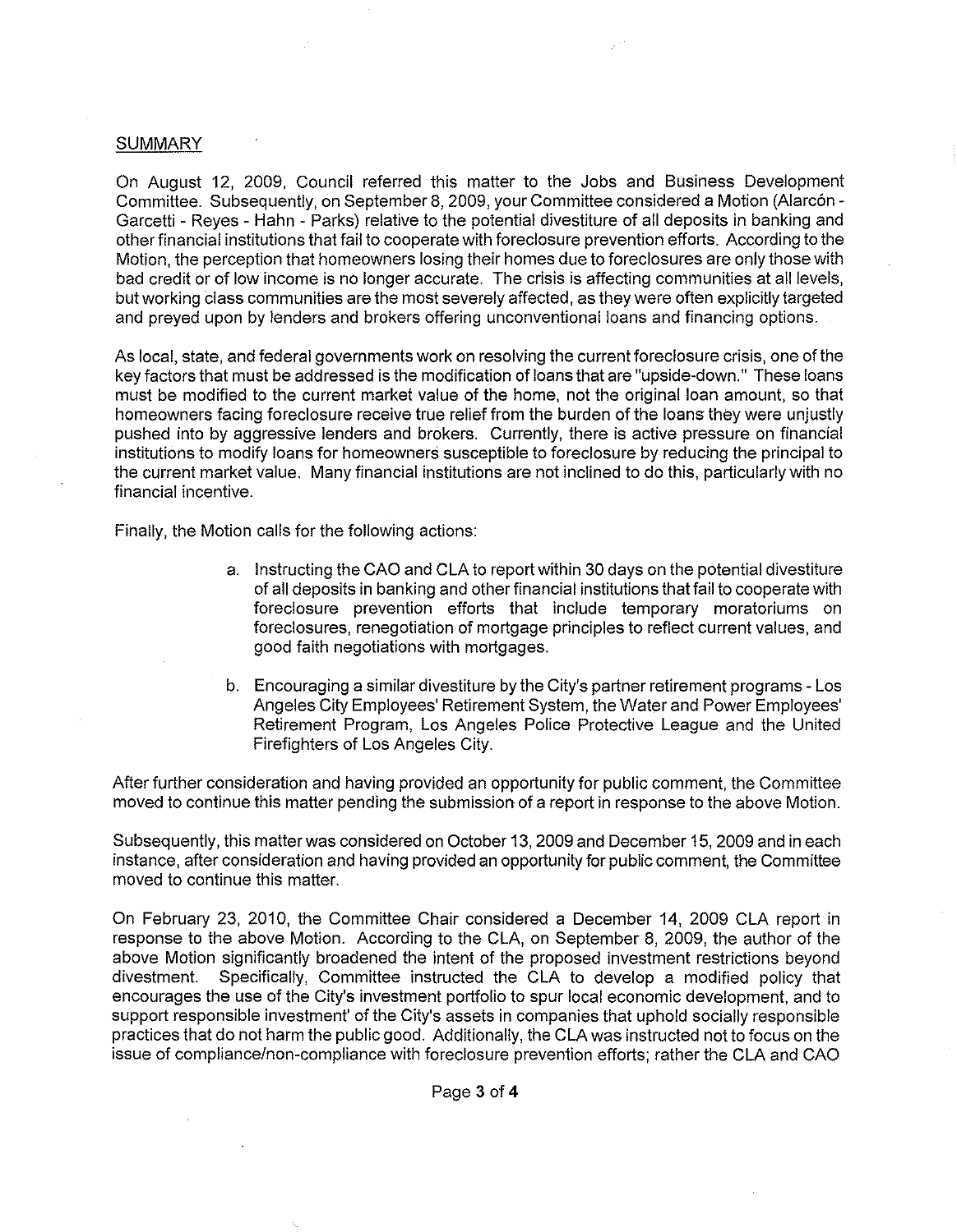## SUMMARY

On August 12, 2009, Council referred this matter to the Jobs and Business Development Committee. Subsequently, on September 8, 2009, your Committee considered a Motion (Alarcón - Garcetti - Reyes - Hahn - Parks) relative to the potential divestiture of all deposits in banking and other financial institutions that fail to cooperate with foreclosure prevention efforts. According to the Motion, the perception that homeowners losing their homes due to foreclosures are only those with bad credit or of low income is no longer accurate. The crisis is affecting communities at all levels, but working class communities are the most severely affected, as they were often explicitly targeted and preyed upon by lenders and brokers offering unconventional loans and financing options.

As local, state, and federal governments work on resolving the current foreclosure crisis, one of the key factors that must be addressed is the modification of loans that are "upside-down." These loans must be modified to the current market value of the home, not the original loan amount, so that homeowners facing foreclosure receive true relief from the burden of the loans they were unjustly pushed into by aggressive lenders and brokers. Currently, there is active pressure on financial institutions to modify loans for homeowners susceptible to foreclosure by reducing the principal to the current market value. Many financial institutions are not inclined to do this, particularly with no financial incentive.

Finally, the Motion calls for the following actions:

a. Instructing the CAO and CLA to report within 30 days on the potential divestiture of all deposits in banking and other financial institutions that fail to cooperate with foreclosure prevention efforts that include temporary moratoriums on foreclosures, renegotiation of mortgage principles to reflect current values, and good faith negotiations with mortgages.

b. Encouraging a similar divestiture by the City's partner retirement programs - Los Angeles City Employees' Retirement System, the Water and Power Employees' Retirement Program, Los Angeles Police Protective League and the United Firefighters of Los Angeles City.

After further consideration and having provided an opportunity for public comment, the Committee moved to continue this matter pending the submission of a report in response to the above Motion.

Subsequently, this matter was considered on October 13, 2009 and December 15, 2009 and in each instance, after consideration and having provided an opportunity for public comment, the Committee moved to continue this matter.

On February 23, 2010, the Committee Chair considered a December 14, 2009 CLA report in response to the above Motion. According to the CLA, on September 8, 2009, the author of the above Motion significantly broadened the intent of the proposed investment restrictions beyond divestment. Specifically, Committee instructed the CLA to develop a modified policy that encourages the use of the City's investment portfolio to spur local economic development, and to support responsible investment' of the City's assets in companies that uphold socially responsible practices that do not harm the public good. Additionally, the CLA was instructed not to focus on the issue of compliance/non-compliance with foreclosure prevention efforts; rather the CLA and CAO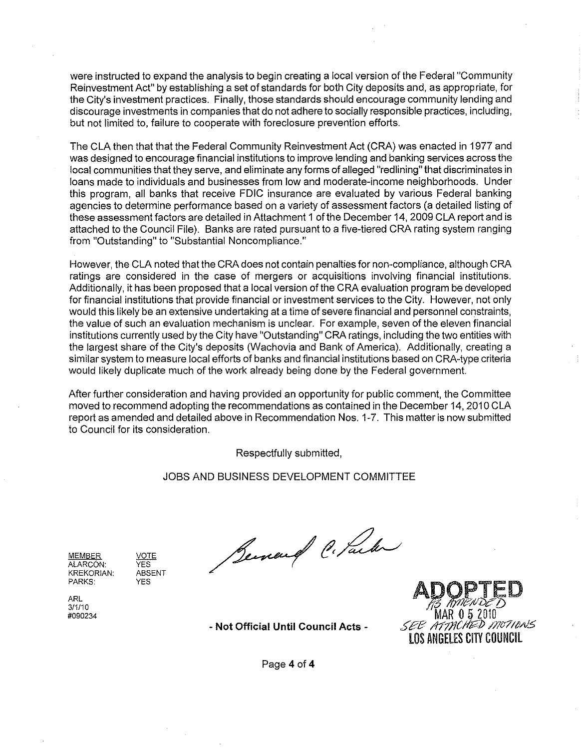were instructed to expand the analysis to begin creating a local version of the Federal "Community Reinvestment Act" by establishing a set of standards for both City deposits and, as appropriate, for the City's investment practices. Finally, those standards should encourage community lending and discourage investments in companies that do not adhere to socially responsible practices, including, but not limited to, failure to cooperate with foreclosure prevention efforts.

The CLA then that that the Federal Community Reinvestment Act (CRA) was enacted in 1977 and was designed to encourage financial institutions to improve lending and banking services across the local communities that they serve, and eliminate any forms of alleged "redlining" that discriminates in loans made to individuals and businesses from low and moderate-income neighborhoods. Under this program, all banks that receive FDIC insurance are evaluated by various Federal banking agencies to determine performance based on a variety of assessment factors (a detailed listing of these assessment factors are detailed in Attachment 1 of the December 14, 2009 CLA report and is attached to the Council File). Banks are rated pursuant to a five-tiered CRA rating system ranging from "Outstanding" to "Substantial Noncompliance."

However, the CLA noted that the CRA does not contain penalties for non-compliance, although CRA ratings are considered in the case of mergers or acquisitions involving financial institutions. Additionally, it has been proposed that a local version of the CRA evaluation program be developed for financial institutions that provide financial or investment services to the City. However, not only would this likely be an extensive undertaking at a time of severe financial and personnel constraints, the value of such an evaluation mechanism is unclear. For example, seven of the eleven financial institutions currently used by the City have "Outstanding" CRA ratings, including the two entities with the largest share of the City's deposits (Wachovia and Bank of America). Additionally, creating a similar system to measure local efforts of banks and financial institutions based on CRA-type criteria would likely duplicate much of the work already being done by the Federal government.

After further consideration and having provided an opportunity for public comment, the Committee moved to recommend adopting the recommendations as contained in the December 14, 2010 CLA report as amended and detailed above in Recommendation Nos. 1-7. This matter is now submitted to Council for its consideration.

Respectfully submitted,

JOBS AND BUSINESS DEVELOPMENT COMMITTEE

| MEMBER | VOTE |
|---|---|
| ALARCÓN: | YES |
| KREKORIAN: | ABSENT |
| PARKS: | YES |

ARL
3/1/10
#090234

**- Not Official Until Council Acts -**

**ADOPTED**
AS AMENDED
MAR 0 5 2010
SEE ATTACHED MOTIONS
**LOS ANGELES CITY COUNCIL**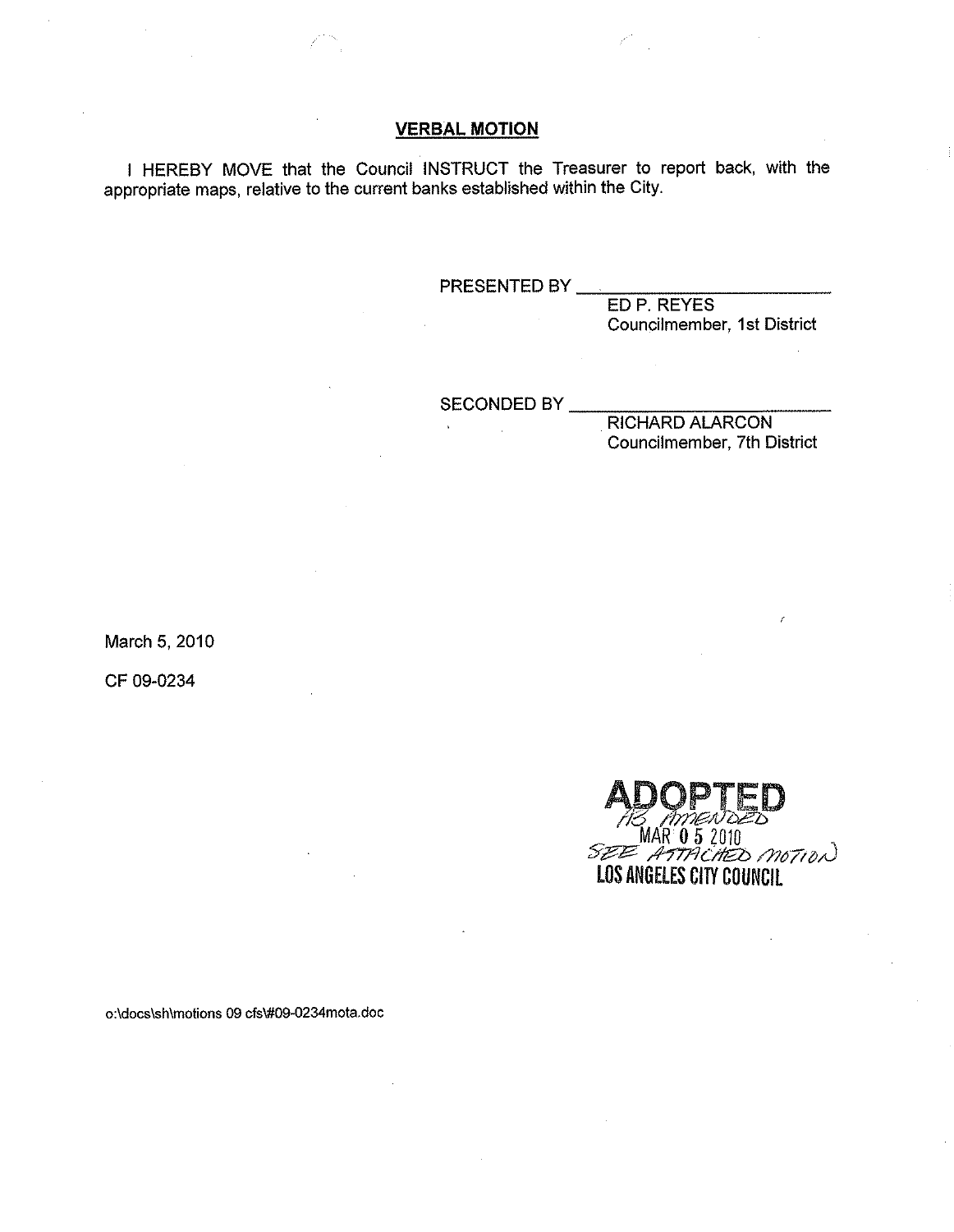## VERBAL MOTION

I HEREBY MOVE that the Council INSTRUCT the Treasurer to report back, with the appropriate maps, relative to the current banks established within the City.

PRESENTED BY ___________________________
ED P. REYES
Councilmember, 1st District

SECONDED BY ___________________________
RICHARD ALARCON
Councilmember, 7th District

March 5, 2010

CF 09-0234

**ADOPTED**
AS AMENDED
MAR 05 2010
SEE ATTACHED MOTION
**LOS ANGELES CITY COUNCIL**

o:\docs\sh\motions 09 cfs\#09-0234mota.doc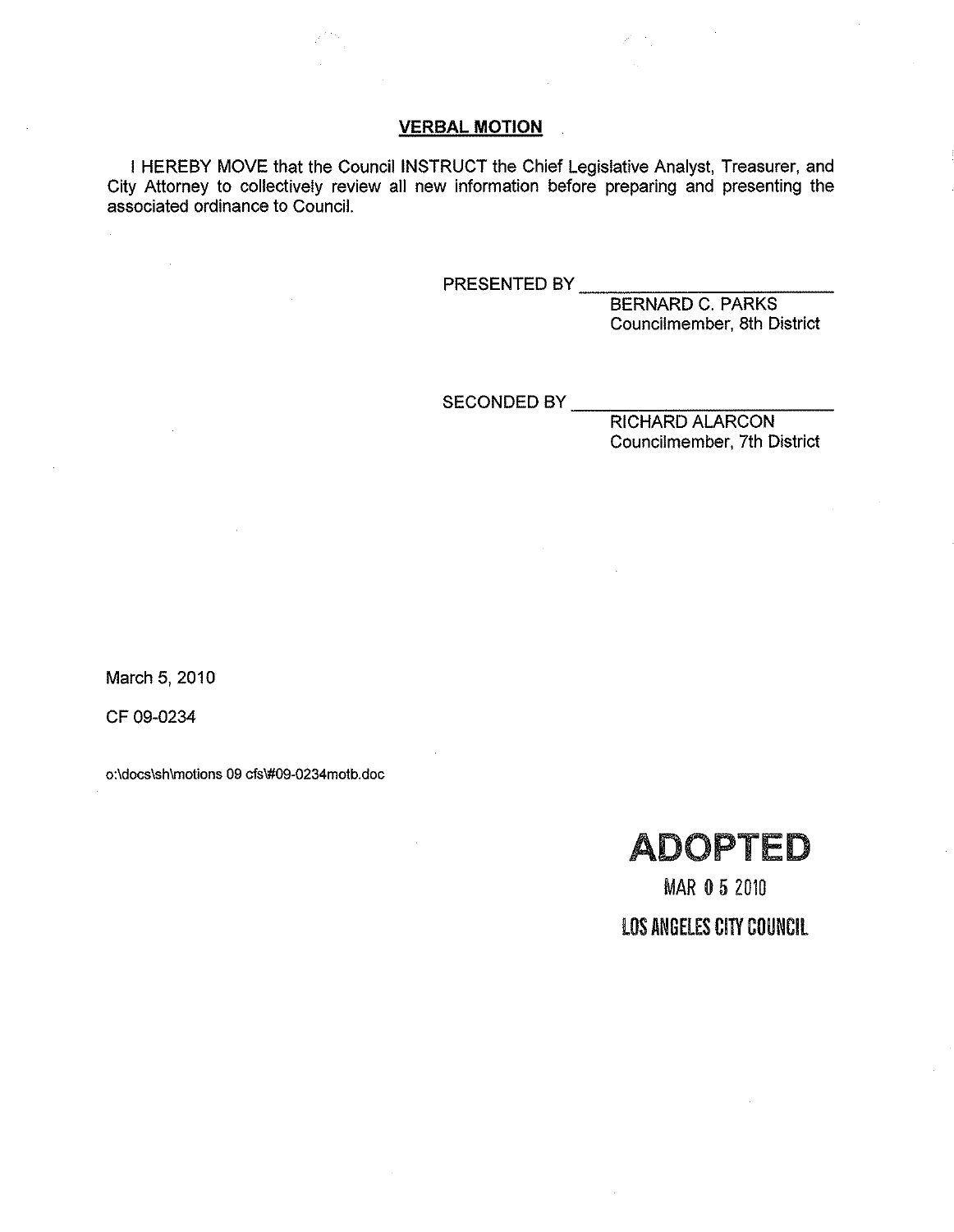## VERBAL MOTION

I HEREBY MOVE that the Council INSTRUCT the Chief Legislative Analyst, Treasurer, and City Attorney to collectively review all new information before preparing and presenting the associated ordinance to Council.

PRESENTED BY ___________________________
BERNARD C. PARKS
Councilmember, 8th District

SECONDED BY ___________________________
RICHARD ALARCON
Councilmember, 7th District

March 5, 2010

CF 09-0234

o:\docs\sh\motions 09 cfs\#09-0234motb.doc

**ADOPTED**

MAR 0 5 2010

LOS ANGELES CITY COUNCIL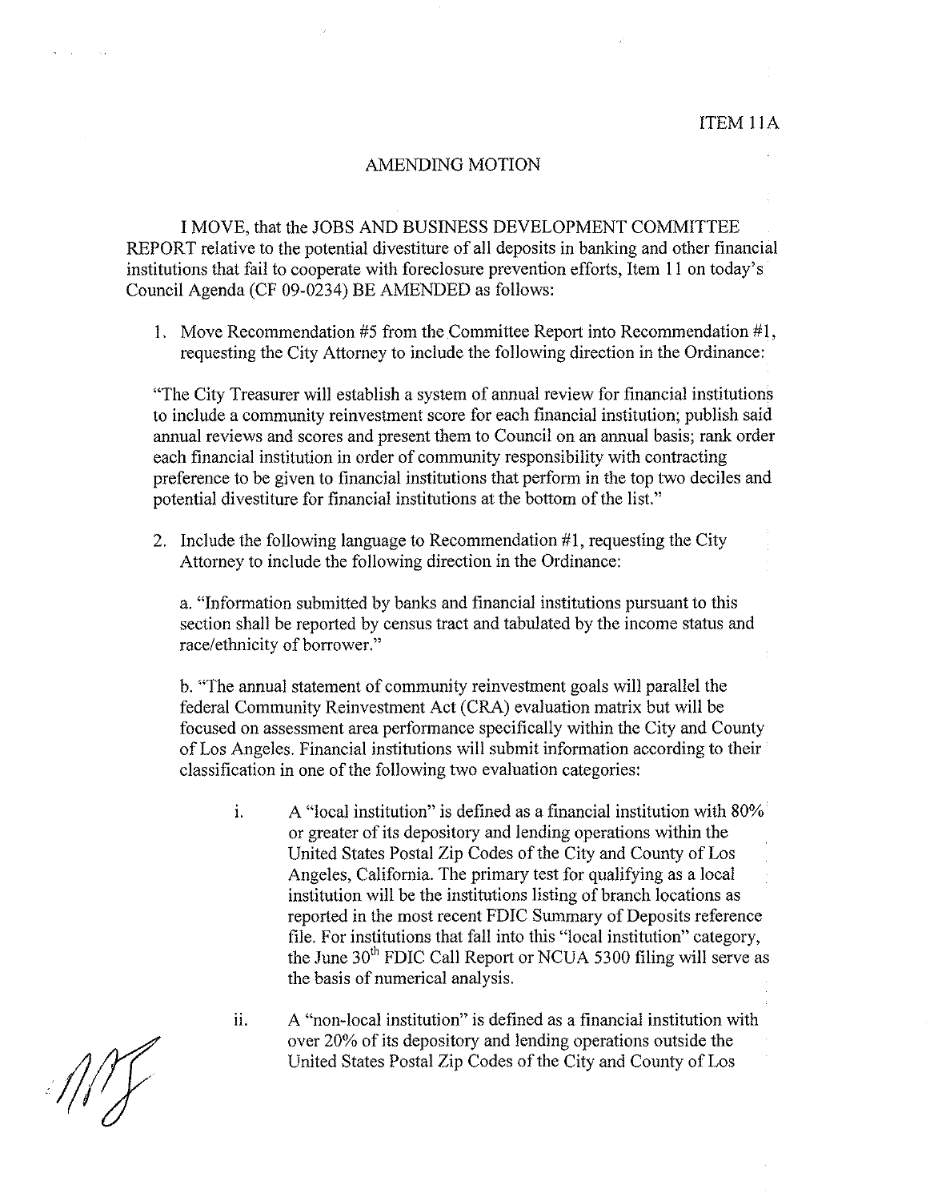ITEM 11A

## AMENDING MOTION

I MOVE, that the JOBS AND BUSINESS DEVELOPMENT COMMITTEE REPORT relative to the potential divestiture of all deposits in banking and other financial institutions that fail to cooperate with foreclosure prevention efforts, Item 11 on today's Council Agenda (CF 09-0234) BE AMENDED as follows:

1. Move Recommendation #5 from the Committee Report into Recommendation #1, requesting the City Attorney to include the following direction in the Ordinance:

"The City Treasurer will establish a system of annual review for financial institutions to include a community reinvestment score for each financial institution; publish said annual reviews and scores and present them to Council on an annual basis; rank order each financial institution in order of community responsibility with contracting preference to be given to financial institutions that perform in the top two deciles and potential divestiture for financial institutions at the bottom of the list."

2. Include the following language to Recommendation #1, requesting the City Attorney to include the following direction in the Ordinance:

   a. "Information submitted by banks and financial institutions pursuant to this section shall be reported by census tract and tabulated by the income status and race/ethnicity of borrower."

   b. "The annual statement of community reinvestment goals will parallel the federal Community Reinvestment Act (CRA) evaluation matrix but will be focused on assessment area performance specifically within the City and County of Los Angeles. Financial institutions will submit information according to their classification in one of the following two evaluation categories:

      i. A "local institution" is defined as a financial institution with 80% or greater of its depository and lending operations within the United States Postal Zip Codes of the City and County of Los Angeles, California. The primary test for qualifying as a local institution will be the institutions listing of branch locations as reported in the most recent FDIC Summary of Deposits reference file. For institutions that fall into this "local institution" category, the June 30th FDIC Call Report or NCUA 5300 filing will serve as the basis of numerical analysis.

      ii. A "non-local institution" is defined as a financial institution with over 20% of its depository and lending operations outside the United States Postal Zip Codes of the City and County of Los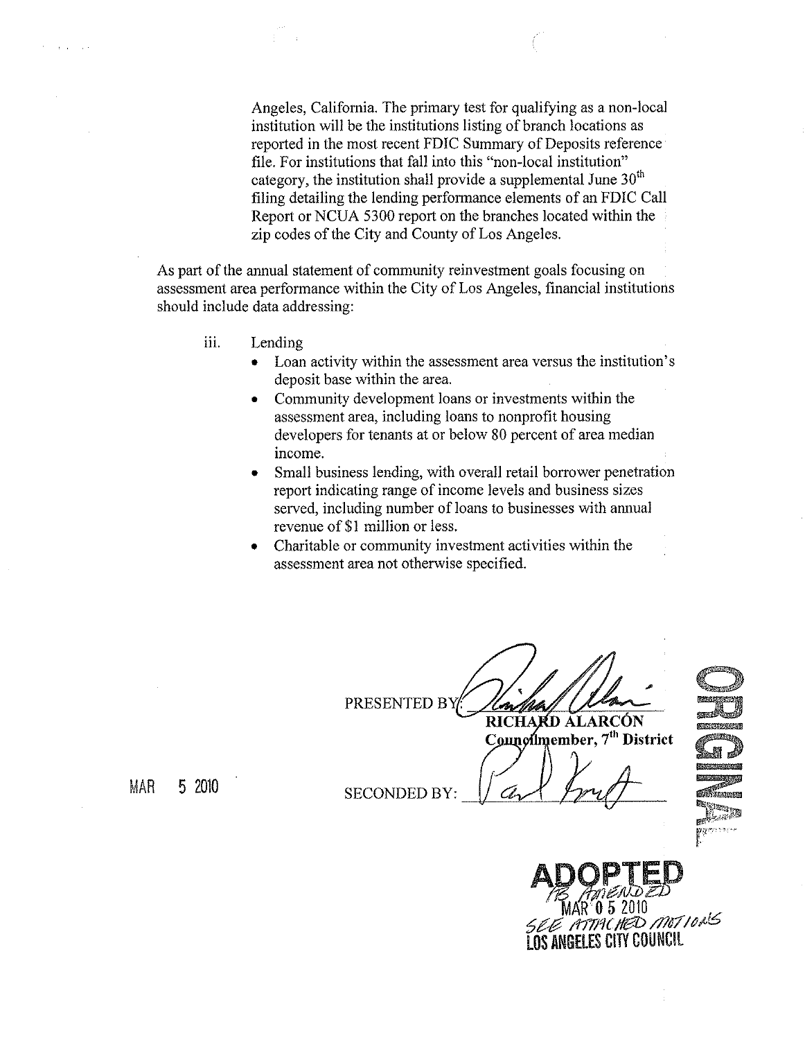Angeles, California. The primary test for qualifying as a non-local institution will be the institutions listing of branch locations as reported in the most recent FDIC Summary of Deposits reference file. For institutions that fall into this "non-local institution" category, the institution shall provide a supplemental June 30th filing detailing the lending performance elements of an FDIC Call Report or NCUA 5300 report on the branches located within the zip codes of the City and County of Los Angeles.

As part of the annual statement of community reinvestment goals focusing on assessment area performance within the City of Los Angeles, financial institutions should include data addressing:

iii. Lending

- Loan activity within the assessment area versus the institution's deposit base within the area.
- Community development loans or investments within the assessment area, including loans to nonprofit housing developers for tenants at or below 80 percent of area median income.
- Small business lending, with overall retail borrower penetration report indicating range of income levels and business sizes served, including number of loans to businesses with annual revenue of $1 million or less.
- Charitable or community investment activities within the assessment area not otherwise specified.

PRESENTED BY: ______________________
**RICHARD ALARCÓN**
**Councilmember, 7th District**

MAR 5 2010

SECONDED BY: ______________________

ORIGINAL

**ADOPTED**
AS AMENDED
MAR 0 5 2010
SEE ATTACHED MOTIONS
**LOS ANGELES CITY COUNCIL**